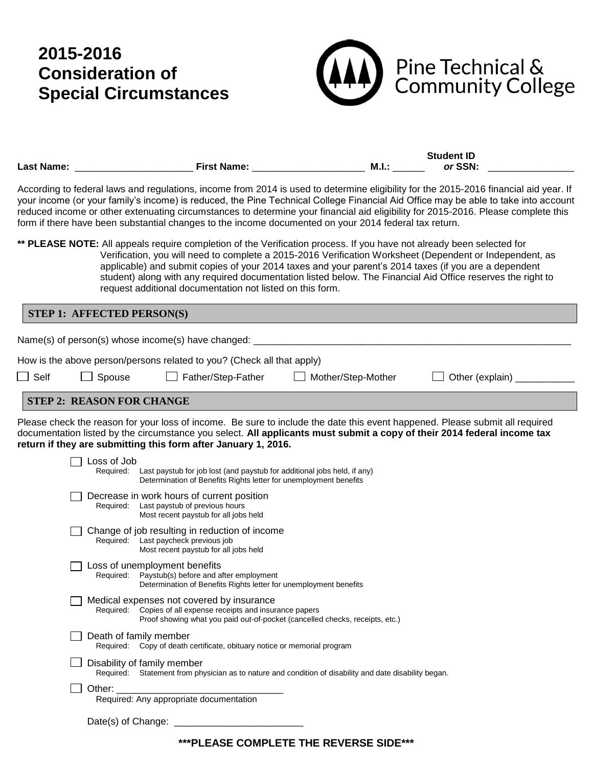# 2015-2016 Consideration of Special Circumstances

Pine Technical & Community College

**Last Name:** ______________________ **First Name:** _____________________ **M.I.:** ______ **Student ID *or* SSN:** ________________

According to federal laws and regulations, income from 2014 is used to determine eligibility for the 2015-2016 financial aid year. If your income (or your family's income) is reduced, the Pine Technical College Financial Aid Office may be able to take into account reduced income or other extenuating circumstances to determine your financial aid eligibility for 2015-2016. Please complete this form if there have been substantial changes to the income documented on your 2014 federal tax return.

**\*\* PLEASE NOTE:** All appeals require completion of the Verification process. If you have not already been selected for Verification, you will need to complete a 2015-2016 Verification Worksheet (Dependent or Independent, as applicable) and submit copies of your 2014 taxes and your parent's 2014 taxes (if you are a dependent student) along with any required documentation listed below. The Financial Aid Office reserves the right to request additional documentation not listed on this form.

## STEP 1: AFFECTED PERSON(S)

Name(s) of person(s) whose income(s) have changed: ______________________________________________________________

How is the above person/persons related to you? (Check all that apply)

☐ Self ☐ Spouse ☐ Father/Step-Father ☐ Mother/Step-Mother ☐ Other (explain) ___________

## STEP 2: REASON FOR CHANGE

Please check the reason for your loss of income. Be sure to include the date this event happened. Please submit all required documentation listed by the circumstance you select. **All applicants must submit a copy of their 2014 federal income tax return if they are submitting this form after January 1, 2016.**

☐ Loss of Job
  Required: Last paystub for job lost (and paystub for additional jobs held, if any)
  Determination of Benefits Rights letter for unemployment benefits

☐ Decrease in work hours of current position
  Required: Last paystub of previous hours
  Most recent paystub for all jobs held

☐ Change of job resulting in reduction of income
  Required: Last paycheck previous job
  Most recent paystub for all jobs held

☐ Loss of unemployment benefits
  Required: Paystub(s) before and after employment
  Determination of Benefits Rights letter for unemployment benefits

☐ Medical expenses not covered by insurance
  Required: Copies of all expense receipts and insurance papers
  Proof showing what you paid out-of-pocket (cancelled checks, receipts, etc.)

☐ Death of family member
  Required: Copy of death certificate, obituary notice or memorial program

☐ Disability of family member
  Required: Statement from physician as to nature and condition of disability and date disability began.

☐ Other: ________________________________
  Required: Any appropriate documentation

Date(s) of Change: _________________________

**\*\*\*PLEASE COMPLETE THE REVERSE SIDE\*\*\***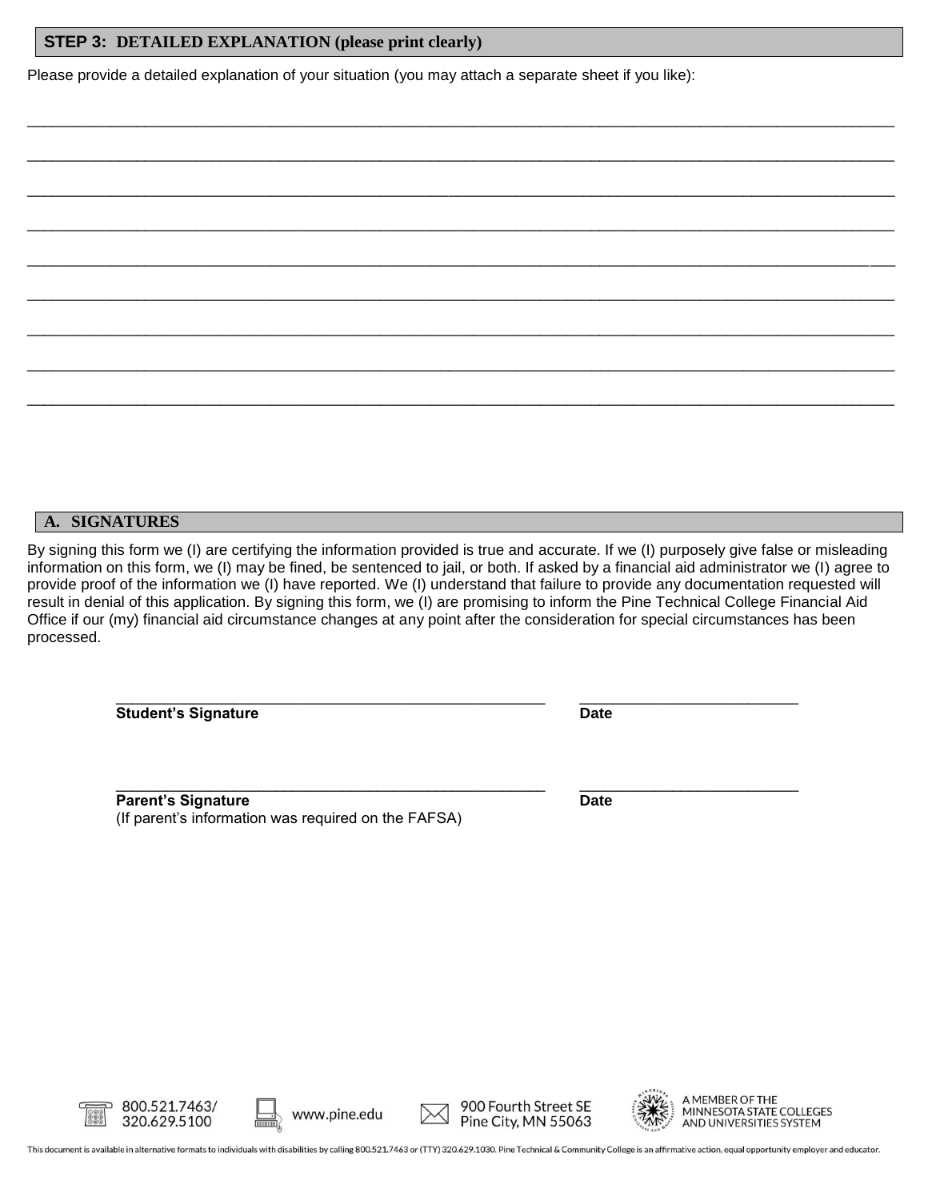## STEP 3: DETAILED EXPLANATION (please print clearly)

Please provide a detailed explanation of your situation (you may attach a separate sheet if you like):

\_\_\_\_\_\_\_\_\_\_\_\_\_\_\_\_\_\_\_\_\_\_\_\_\_\_\_\_\_\_\_\_\_\_\_\_\_\_\_\_\_\_\_\_\_\_\_\_\_\_\_\_\_\_\_\_\_\_\_\_\_\_\_\_\_\_\_\_\_\_\_\_\_\_\_\_\_\_\_\_

\_\_\_\_\_\_\_\_\_\_\_\_\_\_\_\_\_\_\_\_\_\_\_\_\_\_\_\_\_\_\_\_\_\_\_\_\_\_\_\_\_\_\_\_\_\_\_\_\_\_\_\_\_\_\_\_\_\_\_\_\_\_\_\_\_\_\_\_\_\_\_\_\_\_\_\_\_\_\_\_

\_\_\_\_\_\_\_\_\_\_\_\_\_\_\_\_\_\_\_\_\_\_\_\_\_\_\_\_\_\_\_\_\_\_\_\_\_\_\_\_\_\_\_\_\_\_\_\_\_\_\_\_\_\_\_\_\_\_\_\_\_\_\_\_\_\_\_\_\_\_\_\_\_\_\_\_\_\_\_\_

\_\_\_\_\_\_\_\_\_\_\_\_\_\_\_\_\_\_\_\_\_\_\_\_\_\_\_\_\_\_\_\_\_\_\_\_\_\_\_\_\_\_\_\_\_\_\_\_\_\_\_\_\_\_\_\_\_\_\_\_\_\_\_\_\_\_\_\_\_\_\_\_\_\_\_\_\_\_\_\_

\_\_\_\_\_\_\_\_\_\_\_\_\_\_\_\_\_\_\_\_\_\_\_\_\_\_\_\_\_\_\_\_\_\_\_\_\_\_\_\_\_\_\_\_\_\_\_\_\_\_\_\_\_\_\_\_\_\_\_\_\_\_\_\_\_\_\_\_\_\_\_\_\_\_\_\_\_\_\_\_

\_\_\_\_\_\_\_\_\_\_\_\_\_\_\_\_\_\_\_\_\_\_\_\_\_\_\_\_\_\_\_\_\_\_\_\_\_\_\_\_\_\_\_\_\_\_\_\_\_\_\_\_\_\_\_\_\_\_\_\_\_\_\_\_\_\_\_\_\_\_\_\_\_\_\_\_\_\_\_\_

\_\_\_\_\_\_\_\_\_\_\_\_\_\_\_\_\_\_\_\_\_\_\_\_\_\_\_\_\_\_\_\_\_\_\_\_\_\_\_\_\_\_\_\_\_\_\_\_\_\_\_\_\_\_\_\_\_\_\_\_\_\_\_\_\_\_\_\_\_\_\_\_\_\_\_\_\_\_\_\_

\_\_\_\_\_\_\_\_\_\_\_\_\_\_\_\_\_\_\_\_\_\_\_\_\_\_\_\_\_\_\_\_\_\_\_\_\_\_\_\_\_\_\_\_\_\_\_\_\_\_\_\_\_\_\_\_\_\_\_\_\_\_\_\_\_\_\_\_\_\_\_\_\_\_\_\_\_\_\_\_

\_\_\_\_\_\_\_\_\_\_\_\_\_\_\_\_\_\_\_\_\_\_\_\_\_\_\_\_\_\_\_\_\_\_\_\_\_\_\_\_\_\_\_\_\_\_\_\_\_\_\_\_\_\_\_\_\_\_\_\_\_\_\_\_\_\_\_\_\_\_\_\_\_\_\_\_\_\_\_\_

## A. SIGNATURES

By signing this form we (I) are certifying the information provided is true and accurate. If we (I) purposely give false or misleading information on this form, we (I) may be fined, be sentenced to jail, or both. If asked by a financial aid administrator we (I) agree to provide proof of the information we (I) have reported. We (I) understand that failure to provide any documentation requested will result in denial of this application. By signing this form, we (I) are promising to inform the Pine Technical College Financial Aid Office if our (my) financial aid circumstance changes at any point after the consideration for special circumstances has been processed.

\_\_\_\_\_\_\_\_\_\_\_\_\_\_\_\_\_\_\_\_\_\_\_\_\_\_\_\_\_\_\_\_\_\_\_\_\_\_\_\_ \_\_\_\_\_\_\_\_\_\_\_\_\_\_\_\_\_\_\_\_

**Student's Signature** **Date**

\_\_\_\_\_\_\_\_\_\_\_\_\_\_\_\_\_\_\_\_\_\_\_\_\_\_\_\_\_\_\_\_\_\_\_\_\_\_\_\_ \_\_\_\_\_\_\_\_\_\_\_\_\_\_\_\_\_\_\_\_

**Parent's Signature** **Date**

(If parent's information was required on the FAFSA)

800.521.7463/ 320.629.5100 www.pine.edu 900 Fourth Street SE Pine City, MN 55063 A MEMBER OF THE MINNESOTA STATE COLLEGES AND UNIVERSITIES SYSTEM

This document is available in alternative formats to individuals with disabilities by calling 800.521.7463 or (TTY) 320.629.1030. Pine Technical & Community College is an affirmative action, equal opportunity employer and educator.